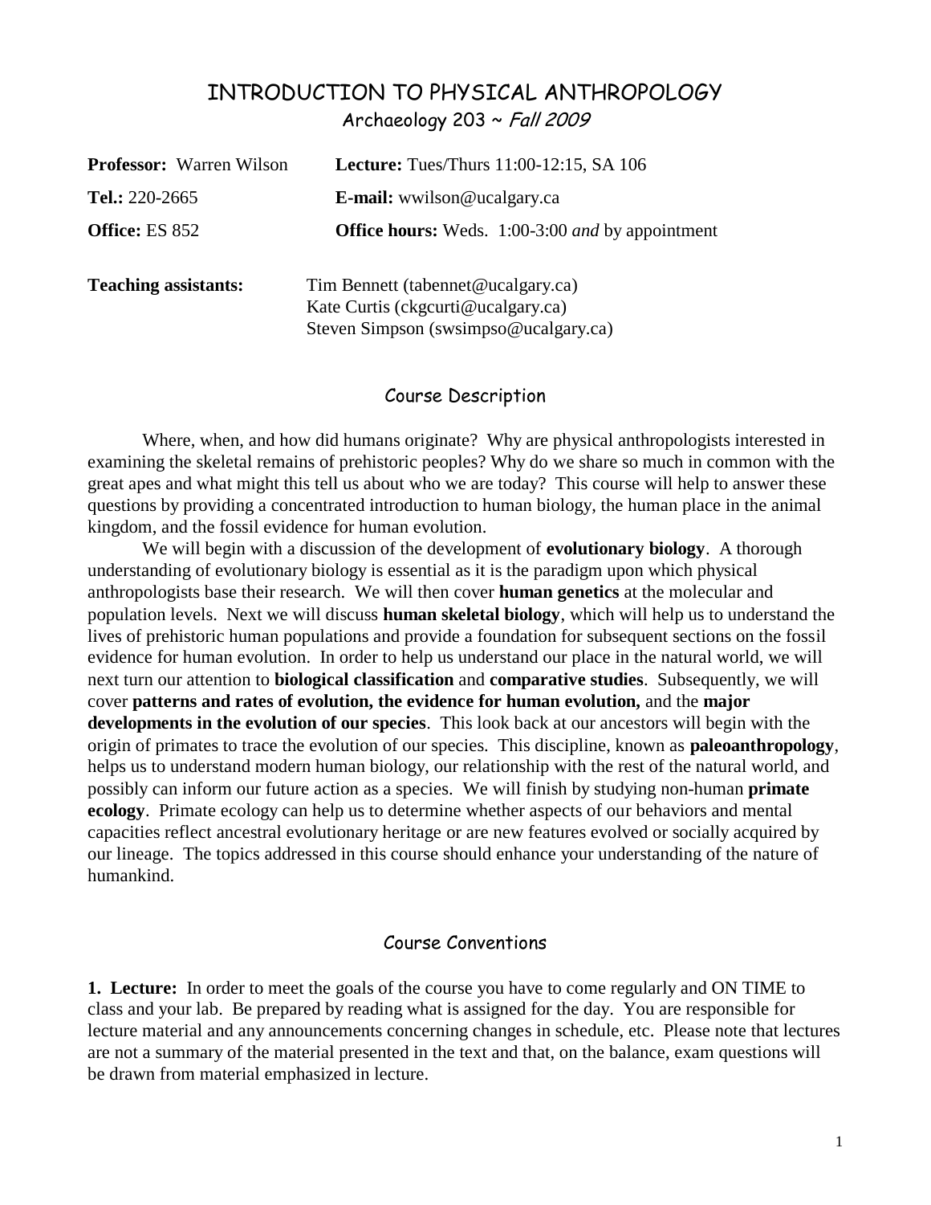# INTRODUCTION TO PHYSICAL ANTHROPOLOGY

## Archaeology 203 ~ *Fall 2009*

**Professor:** Warren Wilson

**Lecture:** Tues/Thurs 11:00-12:15, SA 106

**Tel.:** 220-2665

**E-mail:** wwilson@ucalgary.ca

**Office:** ES 852

**Office hours:** Weds. 1:00-3:00 *and* by appointment

**Teaching assistants:**
Tim Bennett (tabennet@ucalgary.ca)
Kate Curtis (ckgcurti@ucalgary.ca)
Steven Simpson (swsimpso@ucalgary.ca)

## Course Description

Where, when, and how did humans originate? Why are physical anthropologists interested in examining the skeletal remains of prehistoric peoples? Why do we share so much in common with the great apes and what might this tell us about who we are today? This course will help to answer these questions by providing a concentrated introduction to human biology, the human place in the animal kingdom, and the fossil evidence for human evolution.

We will begin with a discussion of the development of **evolutionary biology**. A thorough understanding of evolutionary biology is essential as it is the paradigm upon which physical anthropologists base their research. We will then cover **human genetics** at the molecular and population levels. Next we will discuss **human skeletal biology**, which will help us to understand the lives of prehistoric human populations and provide a foundation for subsequent sections on the fossil evidence for human evolution. In order to help us understand our place in the natural world, we will next turn our attention to **biological classification** and **comparative studies**. Subsequently, we will cover **patterns and rates of evolution, the evidence for human evolution,** and the **major developments in the evolution of our species**. This look back at our ancestors will begin with the origin of primates to trace the evolution of our species. This discipline, known as **paleoanthropology**, helps us to understand modern human biology, our relationship with the rest of the natural world, and possibly can inform our future action as a species. We will finish by studying non-human **primate ecology**. Primate ecology can help us to determine whether aspects of our behaviors and mental capacities reflect ancestral evolutionary heritage or are new features evolved or socially acquired by our lineage. The topics addressed in this course should enhance your understanding of the nature of humankind.

## Course Conventions

**1. Lecture:** In order to meet the goals of the course you have to come regularly and ON TIME to class and your lab. Be prepared by reading what is assigned for the day. You are responsible for lecture material and any announcements concerning changes in schedule, etc. Please note that lectures are not a summary of the material presented in the text and that, on the balance, exam questions will be drawn from material emphasized in lecture.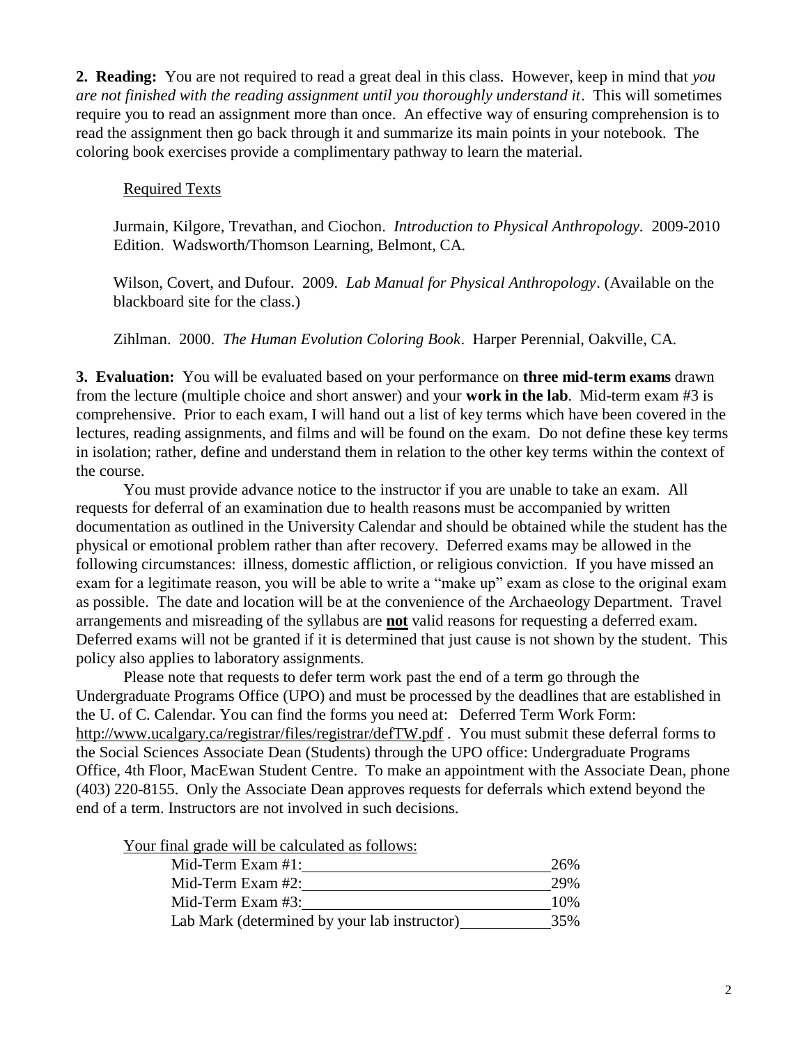**2. Reading:** You are not required to read a great deal in this class. However, keep in mind that *you are not finished with the reading assignment until you thoroughly understand it*. This will sometimes require you to read an assignment more than once. An effective way of ensuring comprehension is to read the assignment then go back through it and summarize its main points in your notebook. The coloring book exercises provide a complimentary pathway to learn the material.

Required Texts

Jurmain, Kilgore, Trevathan, and Ciochon. *Introduction to Physical Anthropology*. 2009-2010 Edition. Wadsworth/Thomson Learning, Belmont, CA.

Wilson, Covert, and Dufour. 2009. *Lab Manual for Physical Anthropology*. (Available on the blackboard site for the class.)

Zihlman. 2000. *The Human Evolution Coloring Book*. Harper Perennial, Oakville, CA.

**3. Evaluation:** You will be evaluated based on your performance on **three mid-term exams** drawn from the lecture (multiple choice and short answer) and your **work in the lab**. Mid-term exam #3 is comprehensive. Prior to each exam, I will hand out a list of key terms which have been covered in the lectures, reading assignments, and films and will be found on the exam. Do not define these key terms in isolation; rather, define and understand them in relation to the other key terms within the context of the course.

You must provide advance notice to the instructor if you are unable to take an exam. All requests for deferral of an examination due to health reasons must be accompanied by written documentation as outlined in the University Calendar and should be obtained while the student has the physical or emotional problem rather than after recovery. Deferred exams may be allowed in the following circumstances: illness, domestic affliction, or religious conviction. If you have missed an exam for a legitimate reason, you will be able to write a "make up" exam as close to the original exam as possible. The date and location will be at the convenience of the Archaeology Department. Travel arrangements and misreading of the syllabus are **not** valid reasons for requesting a deferred exam. Deferred exams will not be granted if it is determined that just cause is not shown by the student. This policy also applies to laboratory assignments.

Please note that requests to defer term work past the end of a term go through the Undergraduate Programs Office (UPO) and must be processed by the deadlines that are established in the U. of C. Calendar. You can find the forms you need at: Deferred Term Work Form: http://www.ucalgary.ca/registrar/files/registrar/defTW.pdf . You must submit these deferral forms to the Social Sciences Associate Dean (Students) through the UPO office: Undergraduate Programs Office, 4th Floor, MacEwan Student Centre. To make an appointment with the Associate Dean, phone (403) 220-8155. Only the Associate Dean approves requests for deferrals which extend beyond the end of a term. Instructors are not involved in such decisions.

Your final grade will be calculated as follows:

| Component | Weight |
| --- | --- |
| Mid-Term Exam #1: | 26% |
| Mid-Term Exam #2: | 29% |
| Mid-Term Exam #3: | 10% |
| Lab Mark (determined by your lab instructor) | 35% |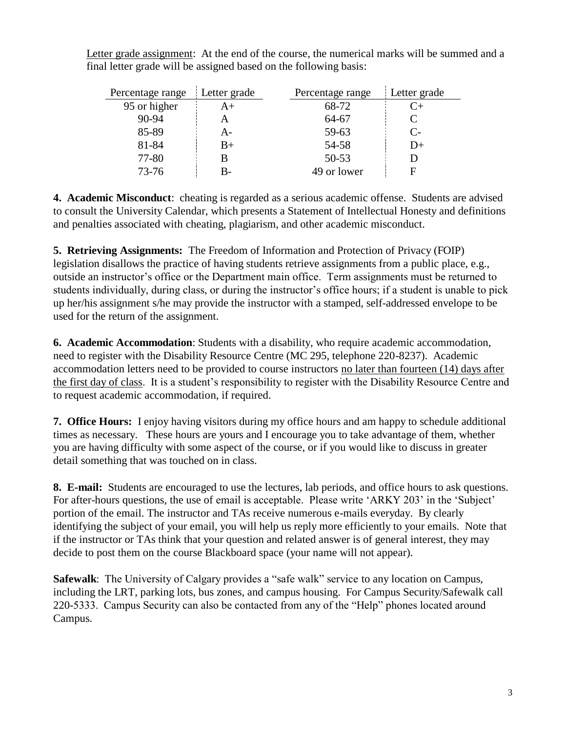Letter grade assignment: At the end of the course, the numerical marks will be summed and a final letter grade will be assigned based on the following basis:

| Percentage range | Letter grade | Percentage range | Letter grade |
|---|---|---|---|
| 95 or higher | A+ | 68-72 | C+ |
| 90-94 | A | 64-67 | C |
| 85-89 | A- | 59-63 | C- |
| 81-84 | B+ | 54-58 | D+ |
| 77-80 | B | 50-53 | D |
| 73-76 | B- | 49 or lower | F |

**4. Academic Misconduct**: cheating is regarded as a serious academic offense. Students are advised to consult the University Calendar, which presents a Statement of Intellectual Honesty and definitions and penalties associated with cheating, plagiarism, and other academic misconduct.

**5. Retrieving Assignments:** The Freedom of Information and Protection of Privacy (FOIP) legislation disallows the practice of having students retrieve assignments from a public place, e.g., outside an instructor's office or the Department main office. Term assignments must be returned to students individually, during class, or during the instructor's office hours; if a student is unable to pick up her/his assignment s/he may provide the instructor with a stamped, self-addressed envelope to be used for the return of the assignment.

**6. Academic Accommodation**: Students with a disability, who require academic accommodation, need to register with the Disability Resource Centre (MC 295, telephone 220-8237). Academic accommodation letters need to be provided to course instructors no later than fourteen (14) days after the first day of class. It is a student's responsibility to register with the Disability Resource Centre and to request academic accommodation, if required.

**7. Office Hours:** I enjoy having visitors during my office hours and am happy to schedule additional times as necessary. These hours are yours and I encourage you to take advantage of them, whether you are having difficulty with some aspect of the course, or if you would like to discuss in greater detail something that was touched on in class.

**8. E-mail:** Students are encouraged to use the lectures, lab periods, and office hours to ask questions. For after-hours questions, the use of email is acceptable. Please write 'ARKY 203' in the 'Subject' portion of the email. The instructor and TAs receive numerous e-mails everyday. By clearly identifying the subject of your email, you will help us reply more efficiently to your emails. Note that if the instructor or TAs think that your question and related answer is of general interest, they may decide to post them on the course Blackboard space (your name will not appear).

**Safewalk**: The University of Calgary provides a "safe walk" service to any location on Campus, including the LRT, parking lots, bus zones, and campus housing. For Campus Security/Safewalk call 220-5333. Campus Security can also be contacted from any of the "Help" phones located around Campus.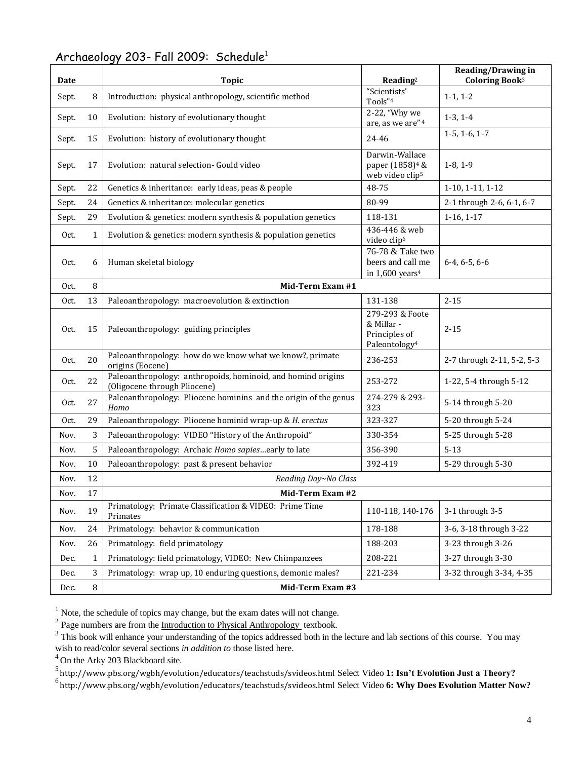# Archaeology 203- Fall 2009: Schedule[1]

| Date | | Topic | Reading[2] | Reading/Drawing in Coloring Book[3] |
|---|---|---|---|---|
| Sept. | 8 | Introduction: physical anthropology, scientific method | "Scientists' Tools"[4] | 1-1, 1-2 |
| Sept. | 10 | Evolution: history of evolutionary thought | 2-22, "Why we are, as we are"[4] | 1-3, 1-4 |
| Sept. | 15 | Evolution: history of evolutionary thought | 24-46 | 1-5, 1-6, 1-7 |
| Sept. | 17 | Evolution: natural selection- Gould video | Darwin-Wallace paper (1858)[4] & web video clip[5] | 1-8, 1-9 |
| Sept. | 22 | Genetics & inheritance: early ideas, peas & people | 48-75 | 1-10, 1-11, 1-12 |
| Sept. | 24 | Genetics & inheritance: molecular genetics | 80-99 | 2-1 through 2-6, 6-1, 6-7 |
| Sept. | 29 | Evolution & genetics: modern synthesis & population genetics | 118-131 | 1-16, 1-17 |
| Oct. | 1 | Evolution & genetics: modern synthesis & population genetics | 436-446 & web video clip[6] | |
| Oct. | 6 | Human skeletal biology | 76-78 & Take two beers and call me in 1,600 years[4] | 6-4, 6-5, 6-6 |
| Oct. | 8 | **Mid-Term Exam #1** | | |
| Oct. | 13 | Paleoanthropology: macroevolution & extinction | 131-138 | 2-15 |
| Oct. | 15 | Paleoanthropology: guiding principles | 279-293 & Foote & Millar - Principles of Paleontology[4] | 2-15 |
| Oct. | 20 | Paleoanthropology: how do we know what we know?, primate origins (Eocene) | 236-253 | 2-7 through 2-11, 5-2, 5-3 |
| Oct. | 22 | Paleoanthropology: anthropoids, hominoid, and homind origins (Oligocene through Pliocene) | 253-272 | 1-22, 5-4 through 5-12 |
| Oct. | 27 | Paleoanthropology: Pliocene hominins and the origin of the genus *Homo* | 274-279 & 293-323 | 5-14 through 5-20 |
| Oct. | 29 | Paleoanthropology: Pliocene hominid wrap-up & *H. erectus* | 323-327 | 5-20 through 5-24 |
| Nov. | 3 | Paleoanthropology: VIDEO "History of the Anthropoid" | 330-354 | 5-25 through 5-28 |
| Nov. | 5 | Paleoanthropology: Archaic *Homo sapiens*…early to late | 356-390 | 5-13 |
| Nov. | 10 | Paleoanthropology: past & present behavior | 392-419 | 5-29 through 5-30 |
| Nov. | 12 | *Reading Day~No Class* | | |
| Nov. | 17 | **Mid-Term Exam #2** | | |
| Nov. | 19 | Primatology: Primate Classification & VIDEO: Prime Time Primates | 110-118, 140-176 | 3-1 through 3-5 |
| Nov. | 24 | Primatology: behavior & communication | 178-188 | 3-6, 3-18 through 3-22 |
| Nov. | 26 | Primatology: field primatology | 188-203 | 3-23 through 3-26 |
| Dec. | 1 | Primatology: field primatology, VIDEO: New Chimpanzees | 208-221 | 3-27 through 3-30 |
| Dec. | 3 | Primatology: wrap up, 10 enduring questions, demonic males? | 221-234 | 3-32 through 3-34, 4-35 |
| Dec. | 8 | **Mid-Term Exam #3** | | |

[1] Note, the schedule of topics may change, but the exam dates will not change.

[2] Page numbers are from the Introduction to Physical Anthropology textbook.

[3] This book will enhance your understanding of the topics addressed both in the lecture and lab sections of this course. You may wish to read/color several sections *in addition to* those listed here.

[4] On the Arky 203 Blackboard site.

[5] http://www.pbs.org/wgbh/evolution/educators/teachstuds/svideos.html Select Video **1: Isn't Evolution Just a Theory?**

[6] http://www.pbs.org/wgbh/evolution/educators/teachstuds/svideos.html Select Video **6: Why Does Evolution Matter Now?**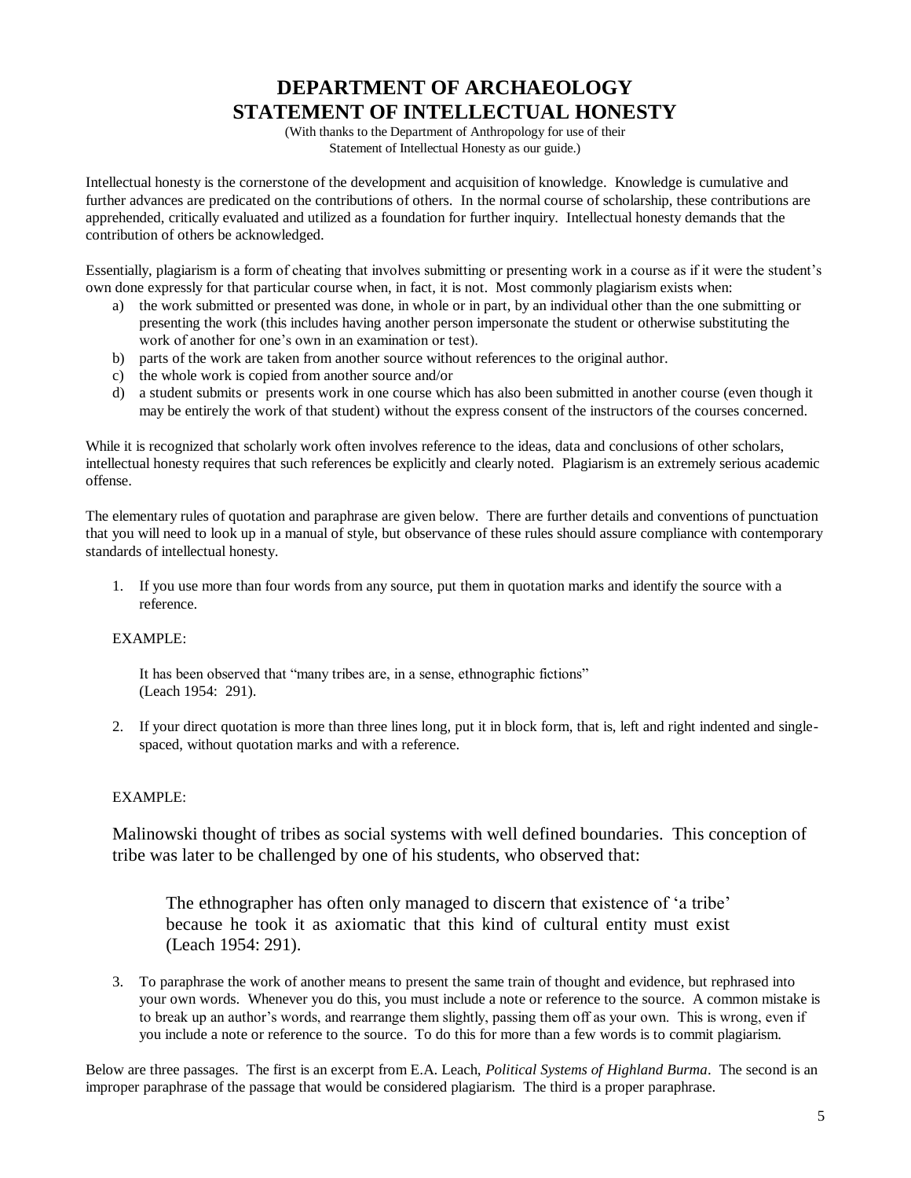# DEPARTMENT OF ARCHAEOLOGY
# STATEMENT OF INTELLECTUAL HONESTY

(With thanks to the Department of Anthropology for use of their
Statement of Intellectual Honesty as our guide.)

Intellectual honesty is the cornerstone of the development and acquisition of knowledge. Knowledge is cumulative and further advances are predicated on the contributions of others. In the normal course of scholarship, these contributions are apprehended, critically evaluated and utilized as a foundation for further inquiry. Intellectual honesty demands that the contribution of others be acknowledged.

Essentially, plagiarism is a form of cheating that involves submitting or presenting work in a course as if it were the student's own done expressly for that particular course when, in fact, it is not. Most commonly plagiarism exists when:

a) the work submitted or presented was done, in whole or in part, by an individual other than the one submitting or presenting the work (this includes having another person impersonate the student or otherwise substituting the work of another for one's own in an examination or test).
b) parts of the work are taken from another source without references to the original author.
c) the whole work is copied from another source and/or
d) a student submits or presents work in one course which has also been submitted in another course (even though it may be entirely the work of that student) without the express consent of the instructors of the courses concerned.

While it is recognized that scholarly work often involves reference to the ideas, data and conclusions of other scholars, intellectual honesty requires that such references be explicitly and clearly noted. Plagiarism is an extremely serious academic offense.

The elementary rules of quotation and paraphrase are given below. There are further details and conventions of punctuation that you will need to look up in a manual of style, but observance of these rules should assure compliance with contemporary standards of intellectual honesty.

1. If you use more than four words from any source, put them in quotation marks and identify the source with a reference.

   EXAMPLE:

   It has been observed that "many tribes are, in a sense, ethnographic fictions" (Leach 1954: 291).

2. If your direct quotation is more than three lines long, put it in block form, that is, left and right indented and single-spaced, without quotation marks and with a reference.

   EXAMPLE:

   Malinowski thought of tribes as social systems with well defined boundaries. This conception of tribe was later to be challenged by one of his students, who observed that:

   > The ethnographer has often only managed to discern that existence of 'a tribe' because he took it as axiomatic that this kind of cultural entity must exist (Leach 1954: 291).

3. To paraphrase the work of another means to present the same train of thought and evidence, but rephrased into your own words. Whenever you do this, you must include a note or reference to the source. A common mistake is to break up an author's words, and rearrange them slightly, passing them off as your own. This is wrong, even if you include a note or reference to the source. To do this for more than a few words is to commit plagiarism.

Below are three passages. The first is an excerpt from E.A. Leach, *Political Systems of Highland Burma*. The second is an improper paraphrase of the passage that would be considered plagiarism. The third is a proper paraphrase.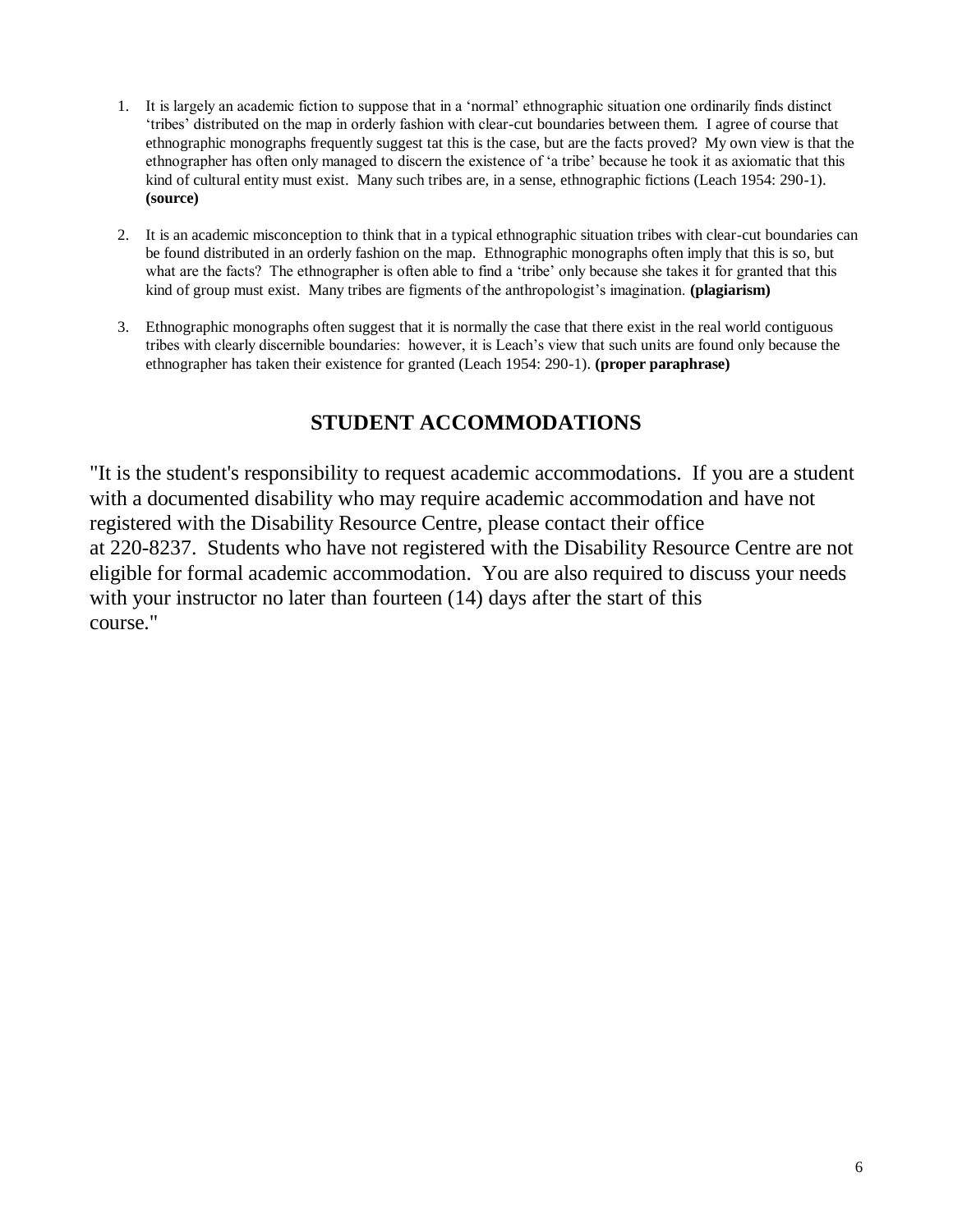1. It is largely an academic fiction to suppose that in a 'normal' ethnographic situation one ordinarily finds distinct 'tribes' distributed on the map in orderly fashion with clear-cut boundaries between them. I agree of course that ethnographic monographs frequently suggest tat this is the case, but are the facts proved? My own view is that the ethnographer has often only managed to discern the existence of 'a tribe' because he took it as axiomatic that this kind of cultural entity must exist. Many such tribes are, in a sense, ethnographic fictions (Leach 1954: 290-1). **(source)**

2. It is an academic misconception to think that in a typical ethnographic situation tribes with clear-cut boundaries can be found distributed in an orderly fashion on the map. Ethnographic monographs often imply that this is so, but what are the facts? The ethnographer is often able to find a 'tribe' only because she takes it for granted that this kind of group must exist. Many tribes are figments of the anthropologist's imagination. **(plagiarism)**

3. Ethnographic monographs often suggest that it is normally the case that there exist in the real world contiguous tribes with clearly discernible boundaries: however, it is Leach's view that such units are found only because the ethnographer has taken their existence for granted (Leach 1954: 290-1). **(proper paraphrase)**

## STUDENT ACCOMMODATIONS

"It is the student's responsibility to request academic accommodations. If you are a student with a documented disability who may require academic accommodation and have not registered with the Disability Resource Centre, please contact their office at 220-8237. Students who have not registered with the Disability Resource Centre are not eligible for formal academic accommodation. You are also required to discuss your needs with your instructor no later than fourteen (14) days after the start of this course."